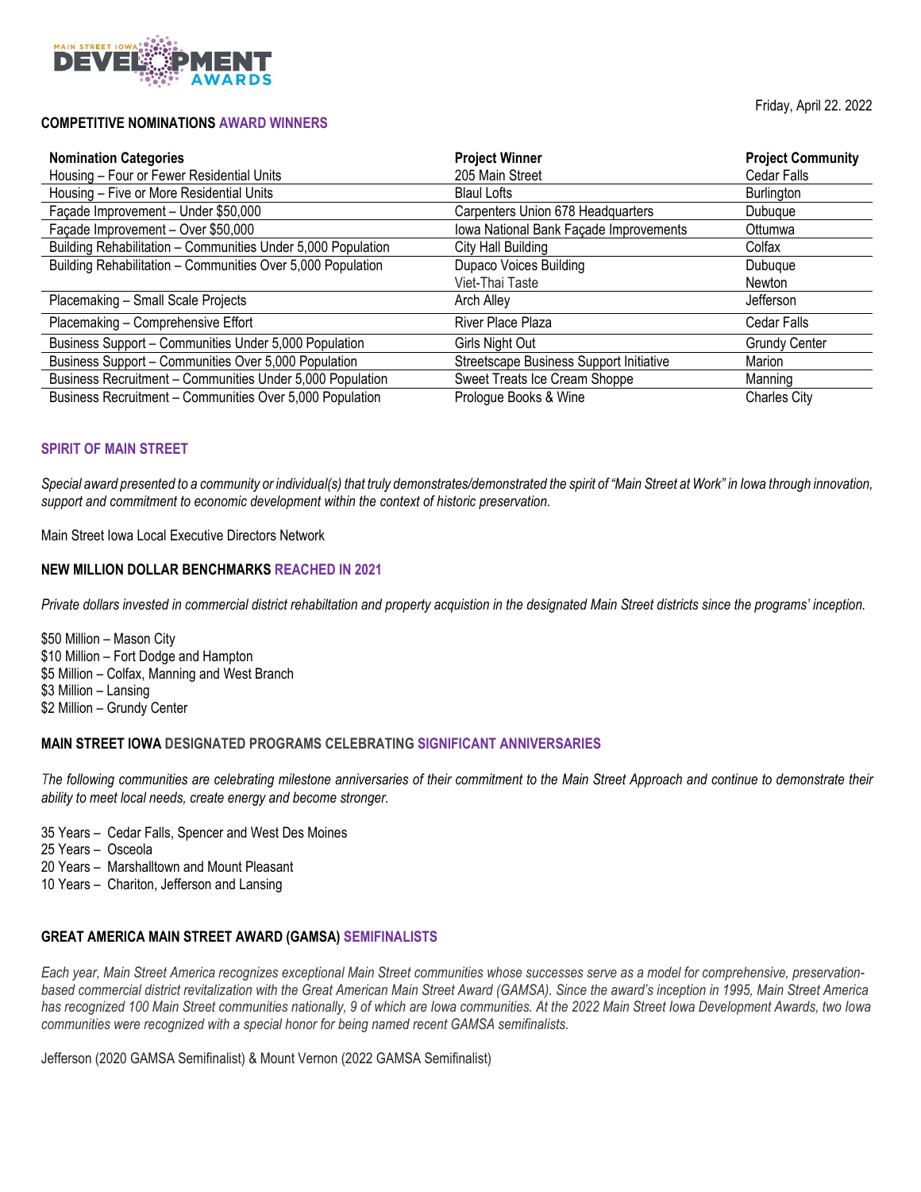Main Street Iowa Development Awards

Friday, April 22. 2022

## COMPETITIVE NOMINATIONS AWARD WINNERS

| Nomination Categories | Project Winner | Project Community |
|---|---|---|
| Housing – Four or Fewer Residential Units | 205 Main Street | Cedar Falls |
| Housing – Five or More Residential Units | Blaul Lofts | Burlington |
| Façade Improvement – Under $50,000 | Carpenters Union 678 Headquarters | Dubuque |
| Façade Improvement – Over $50,000 | Iowa National Bank Façade Improvements | Ottumwa |
| Building Rehabilitation – Communities Under 5,000 Population | City Hall Building | Colfax |
| Building Rehabilitation – Communities Over 5,000 Population | Dupaco Voices Building | Dubuque |
| | Viet-Thai Taste | Newton |
| Placemaking – Small Scale Projects | Arch Alley | Jefferson |
| Placemaking – Comprehensive Effort | River Place Plaza | Cedar Falls |
| Business Support – Communities Under 5,000 Population | Girls Night Out | Grundy Center |
| Business Support – Communities Over 5,000 Population | Streetscape Business Support Initiative | Marion |
| Business Recruitment – Communities Under 5,000 Population | Sweet Treats Ice Cream Shoppe | Manning |
| Business Recruitment – Communities Over 5,000 Population | Prologue Books & Wine | Charles City |

## SPIRIT OF MAIN STREET

*Special award presented to a community or individual(s) that truly demonstrates/demonstrated the spirit of "Main Street at Work" in Iowa through innovation, support and commitment to economic development within the context of historic preservation.*

Main Street Iowa Local Executive Directors Network

## NEW MILLION DOLLAR BENCHMARKS REACHED IN 2021

*Private dollars invested in commercial district rehabiltation and property acquistion in the designated Main Street districts since the programs' inception.*

$50 Million – Mason City
$10 Million – Fort Dodge and Hampton
$5 Million – Colfax, Manning and West Branch
$3 Million – Lansing
$2 Million – Grundy Center

## MAIN STREET IOWA DESIGNATED PROGRAMS CELEBRATING SIGNIFICANT ANNIVERSARIES

*The following communities are celebrating milestone anniversaries of their commitment to the Main Street Approach and continue to demonstrate their ability to meet local needs, create energy and become stronger.*

35 Years – Cedar Falls, Spencer and West Des Moines
25 Years – Osceola
20 Years – Marshalltown and Mount Pleasant
10 Years – Chariton, Jefferson and Lansing

## GREAT AMERICA MAIN STREET AWARD (GAMSA) SEMIFINALISTS

*Each year, Main Street America recognizes exceptional Main Street communities whose successes serve as a model for comprehensive, preservation-based commercial district revitalization with the Great American Main Street Award (GAMSA). Since the award's inception in 1995, Main Street America has recognized 100 Main Street communities nationally, 9 of which are Iowa communities. At the 2022 Main Street Iowa Development Awards, two Iowa communities were recognized with a special honor for being named recent GAMSA semifinalists.*

Jefferson (2020 GAMSA Semifinalist) & Mount Vernon (2022 GAMSA Semifinalist)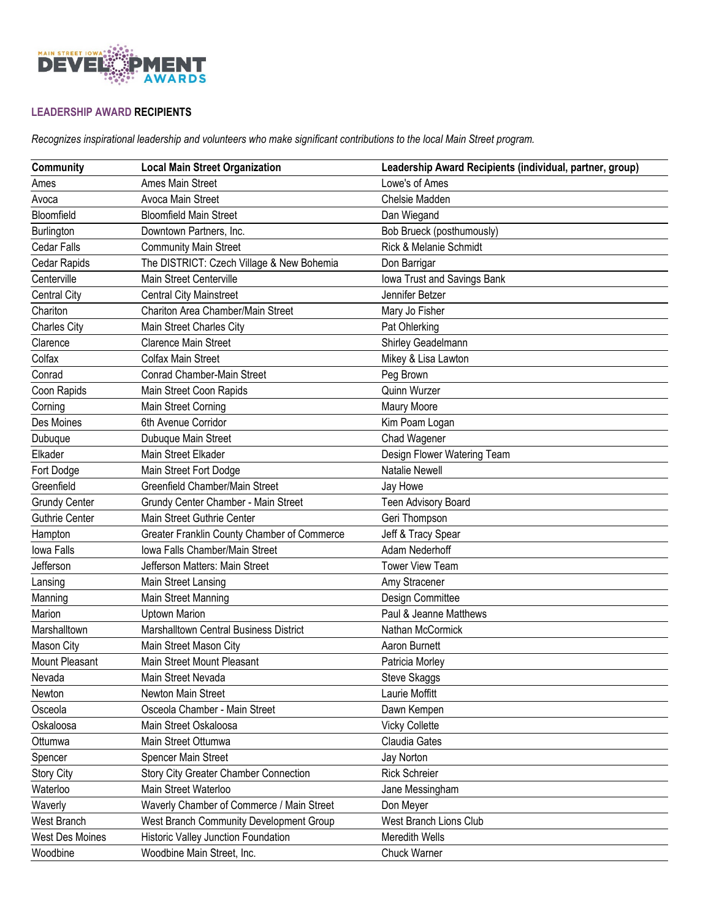## LEADERSHIP AWARD RECIPIENTS

*Recognizes inspirational leadership and volunteers who make significant contributions to the local Main Street program.*

| Community | Local Main Street Organization | Leadership Award Recipients (individual, partner, group) |
|---|---|---|
| Ames | Ames Main Street | Lowe's of Ames |
| Avoca | Avoca Main Street | Chelsie Madden |
| Bloomfield | Bloomfield Main Street | Dan Wiegand |
| Burlington | Downtown Partners, Inc. | Bob Brueck (posthumously) |
| Cedar Falls | Community Main Street | Rick & Melanie Schmidt |
| Cedar Rapids | The DISTRICT: Czech Village & New Bohemia | Don Barrigar |
| Centerville | Main Street Centerville | Iowa Trust and Savings Bank |
| Central City | Central City Mainstreet | Jennifer Betzer |
| Chariton | Chariton Area Chamber/Main Street | Mary Jo Fisher |
| Charles City | Main Street Charles City | Pat Ohlerking |
| Clarence | Clarence Main Street | Shirley Geadelmann |
| Colfax | Colfax Main Street | Mikey & Lisa Lawton |
| Conrad | Conrad Chamber-Main Street | Peg Brown |
| Coon Rapids | Main Street Coon Rapids | Quinn Wurzer |
| Corning | Main Street Corning | Maury Moore |
| Des Moines | 6th Avenue Corridor | Kim Poam Logan |
| Dubuque | Dubuque Main Street | Chad Wagener |
| Elkader | Main Street Elkader | Design Flower Watering Team |
| Fort Dodge | Main Street Fort Dodge | Natalie Newell |
| Greenfield | Greenfield Chamber/Main Street | Jay Howe |
| Grundy Center | Grundy Center Chamber - Main Street | Teen Advisory Board |
| Guthrie Center | Main Street Guthrie Center | Geri Thompson |
| Hampton | Greater Franklin County Chamber of Commerce | Jeff & Tracy Spear |
| Iowa Falls | Iowa Falls Chamber/Main Street | Adam Nederhoff |
| Jefferson | Jefferson Matters: Main Street | Tower View Team |
| Lansing | Main Street Lansing | Amy Stracener |
| Manning | Main Street Manning | Design Committee |
| Marion | Uptown Marion | Paul & Jeanne Matthews |
| Marshalltown | Marshalltown Central Business District | Nathan McCormick |
| Mason City | Main Street Mason City | Aaron Burnett |
| Mount Pleasant | Main Street Mount Pleasant | Patricia Morley |
| Nevada | Main Street Nevada | Steve Skaggs |
| Newton | Newton Main Street | Laurie Moffitt |
| Osceola | Osceola Chamber - Main Street | Dawn Kempen |
| Oskaloosa | Main Street Oskaloosa | Vicky Collette |
| Ottumwa | Main Street Ottumwa | Claudia Gates |
| Spencer | Spencer Main Street | Jay Norton |
| Story City | Story City Greater Chamber Connection | Rick Schreier |
| Waterloo | Main Street Waterloo | Jane Messingham |
| Waverly | Waverly Chamber of Commerce / Main Street | Don Meyer |
| West Branch | West Branch Community Development Group | West Branch Lions Club |
| West Des Moines | Historic Valley Junction Foundation | Meredith Wells |
| Woodbine | Woodbine Main Street, Inc. | Chuck Warner |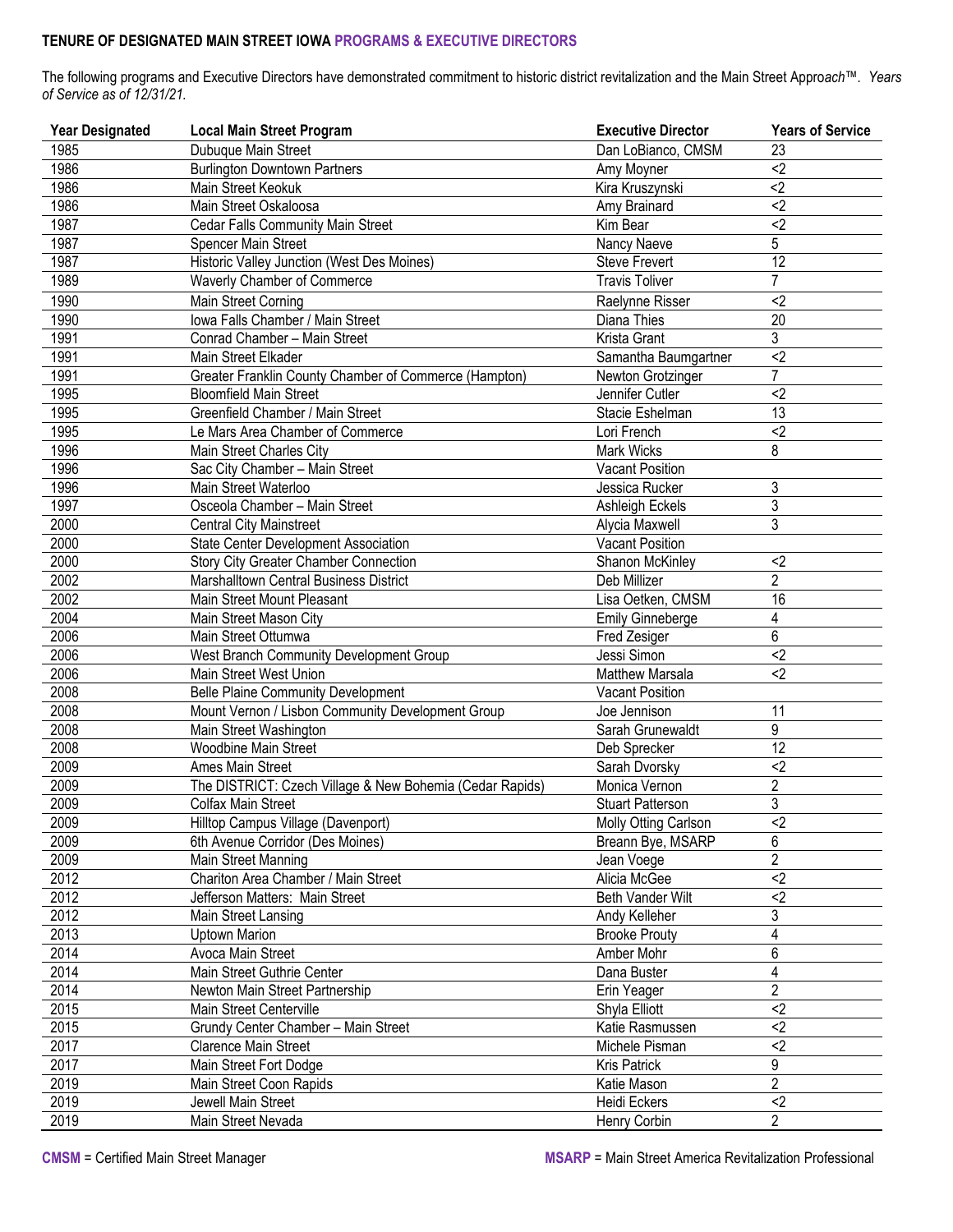**TENURE OF DESIGNATED MAIN STREET IOWA PROGRAMS & EXECUTIVE DIRECTORS**

The following programs and Executive Directors have demonstrated commitment to historic district revitalization and the Main Street Approach™. *Years of Service as of 12/31/21.*

| Year Designated | Local Main Street Program | Executive Director | Years of Service |
|---|---|---|---|
| 1985 | Dubuque Main Street | Dan LoBianco, CMSM | 23 |
| 1986 | Burlington Downtown Partners | Amy Moyner | <2 |
| 1986 | Main Street Keokuk | Kira Kruszynski | <2 |
| 1986 | Main Street Oskaloosa | Amy Brainard | <2 |
| 1987 | Cedar Falls Community Main Street | Kim Bear | <2 |
| 1987 | Spencer Main Street | Nancy Naeve | 5 |
| 1987 | Historic Valley Junction (West Des Moines) | Steve Frevert | 12 |
| 1989 | Waverly Chamber of Commerce | Travis Toliver | 7 |
| 1990 | Main Street Corning | Raelynne Risser | <2 |
| 1990 | Iowa Falls Chamber / Main Street | Diana Thies | 20 |
| 1991 | Conrad Chamber – Main Street | Krista Grant | 3 |
| 1991 | Main Street Elkader | Samantha Baumgartner | <2 |
| 1991 | Greater Franklin County Chamber of Commerce (Hampton) | Newton Grotzinger | 7 |
| 1995 | Bloomfield Main Street | Jennifer Cutler | <2 |
| 1995 | Greenfield Chamber / Main Street | Stacie Eshelman | 13 |
| 1995 | Le Mars Area Chamber of Commerce | Lori French | <2 |
| 1996 | Main Street Charles City | Mark Wicks | 8 |
| 1996 | Sac City Chamber – Main Street | Vacant Position | |
| 1996 | Main Street Waterloo | Jessica Rucker | 3 |
| 1997 | Osceola Chamber – Main Street | Ashleigh Eckels | 3 |
| 2000 | Central City Mainstreet | Alycia Maxwell | 3 |
| 2000 | State Center Development Association | Vacant Position | |
| 2000 | Story City Greater Chamber Connection | Shanon McKinley | <2 |
| 2002 | Marshalltown Central Business District | Deb Millizer | 2 |
| 2002 | Main Street Mount Pleasant | Lisa Oetken, CMSM | 16 |
| 2004 | Main Street Mason City | Emily Ginneberge | 4 |
| 2006 | Main Street Ottumwa | Fred Zesiger | 6 |
| 2006 | West Branch Community Development Group | Jessi Simon | <2 |
| 2006 | Main Street West Union | Matthew Marsala | <2 |
| 2008 | Belle Plaine Community Development | Vacant Position | |
| 2008 | Mount Vernon / Lisbon Community Development Group | Joe Jennison | 11 |
| 2008 | Main Street Washington | Sarah Grunewaldt | 9 |
| 2008 | Woodbine Main Street | Deb Sprecker | 12 |
| 2009 | Ames Main Street | Sarah Dvorsky | <2 |
| 2009 | The DISTRICT: Czech Village & New Bohemia (Cedar Rapids) | Monica Vernon | 2 |
| 2009 | Colfax Main Street | Stuart Patterson | 3 |
| 2009 | Hilltop Campus Village (Davenport) | Molly Otting Carlson | <2 |
| 2009 | 6th Avenue Corridor (Des Moines) | Breann Bye, MSARP | 6 |
| 2009 | Main Street Manning | Jean Voege | 2 |
| 2012 | Chariton Area Chamber / Main Street | Alicia McGee | <2 |
| 2012 | Jefferson Matters: Main Street | Beth Vander Wilt | <2 |
| 2012 | Main Street Lansing | Andy Kelleher | 3 |
| 2013 | Uptown Marion | Brooke Prouty | 4 |
| 2014 | Avoca Main Street | Amber Mohr | 6 |
| 2014 | Main Street Guthrie Center | Dana Buster | 4 |
| 2014 | Newton Main Street Partnership | Erin Yeager | 2 |
| 2015 | Main Street Centerville | Shyla Elliott | <2 |
| 2015 | Grundy Center Chamber – Main Street | Katie Rasmussen | <2 |
| 2017 | Clarence Main Street | Michele Pisman | <2 |
| 2017 | Main Street Fort Dodge | Kris Patrick | 9 |
| 2019 | Main Street Coon Rapids | Katie Mason | 2 |
| 2019 | Jewell Main Street | Heidi Eckers | <2 |
| 2019 | Main Street Nevada | Henry Corbin | 2 |

**CMSM** = Certified Main Street Manager

**MSARP** = Main Street America Revitalization Professional